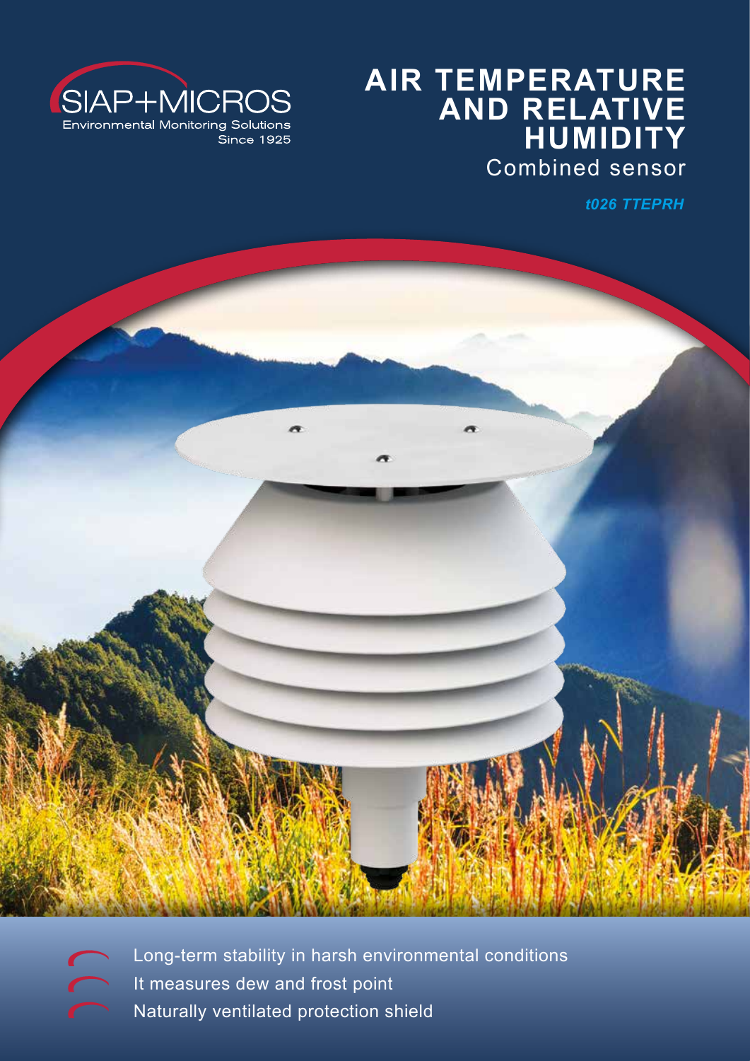SIAP+MICROS
Environmental Monitoring Solutions
Since 1925

# AIR TEMPERATURE AND RELATIVE HUMIDITY

## Combined sensor

***t026 TTEPRH***

- Long-term stability in harsh environmental conditions
- It measures dew and frost point
- Naturally ventilated protection shield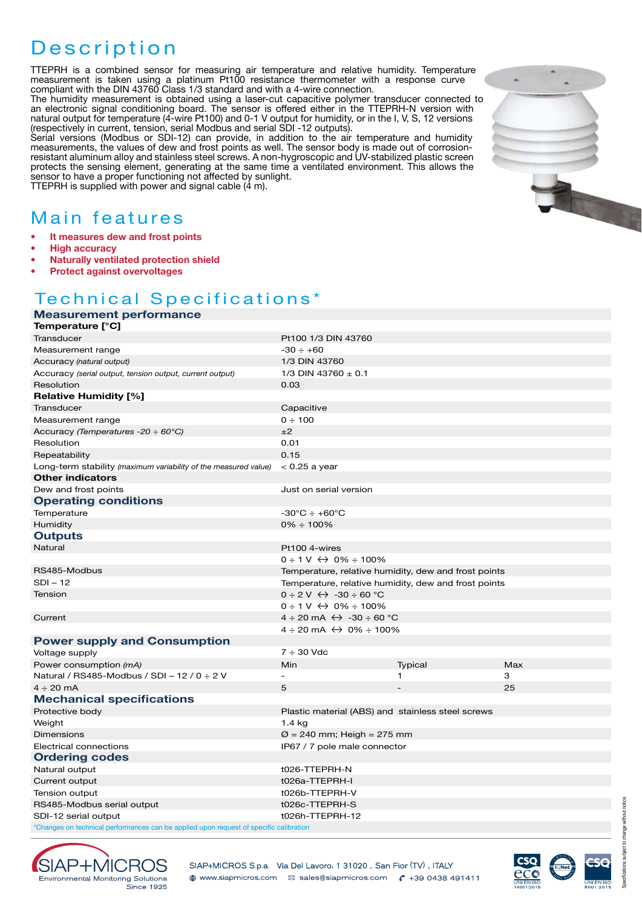# Description

TTEPRH is a combined sensor for measuring air temperature and relative humidity. Temperature measurement is taken using a platinum Pt100 resistance thermometer with a response curve compliant with the DIN 43760 Class 1/3 standard and with a 4-wire connection.
The humidity measurement is obtained using a laser-cut capacitive polymer transducer connected to an electronic signal conditioning board. The sensor is offered either in the TTEPRH-N version with natural output for temperature (4-wire Pt100) and 0-1 V output for humidity, or in the I, V, S, 12 versions (respectively in current, tension, serial Modbus and serial SDI -12 outputs).
Serial versions (Modbus or SDI-12) can provide, in addition to the air temperature and humidity measurements, the values of dew and frost points as well. The sensor body is made out of corrosion-resistant aluminum alloy and stainless steel screws. A non-hygroscopic and UV-stabilized plastic screen protects the sensing element, generating at the same time a ventilated environment. This allows the sensor to have a proper functioning not affected by sunlight.
TTEPRH is supplied with power and signal cable (4 m).

# Main features

- **It measures dew and frost points**
- **High accuracy**
- **Naturally ventilated protection shield**
- **Protect against overvoltages**

# Technical Specifications*

| | | | |
|---|---|---|---|
| **Measurement performance** | | | |
| **Temperature [°C]** | | | |
| Transducer | Pt100 1/3 DIN 43760 | | |
| Measurement range | -30 ÷ +60 | | |
| Accuracy *(natural output)* | 1/3 DIN 43760 | | |
| Accuracy *(serial output, tension output, current output)* | 1/3 DIN 43760 ± 0.1 | | |
| Resolution | 0.03 | | |
| **Relative Humidity [%]** | | | |
| Transducer | Capacitive | | |
| Measurement range | 0 ÷ 100 | | |
| Accuracy *(Temperatures -20 ÷ 60°C)* | ±2 | | |
| Resolution | 0.01 | | |
| Repeatability | 0.15 | | |
| Long-term stability *(maximum variability of the measured value)* | < 0.25 a year | | |
| **Other indicators** | | | |
| Dew and frost points | Just on serial version | | |
| **Operating conditions** | | | |
| Temperature | -30°C ÷ +60°C | | |
| Humidity | 0% ÷ 100% | | |
| **Outputs** | | | |
| Natural | Pt100 4-wires | | |
| | 0 ÷ 1 V ↔ 0% ÷ 100% | | |
| RS485-Modbus | Temperature, relative humidity, dew and frost points | | |
| SDI – 12 | Temperature, relative humidity, dew and frost points | | |
| Tension | 0 ÷ 2 V ↔ -30 ÷ 60 °C | | |
| | 0 ÷ 1 V ↔ 0% ÷ 100% | | |
| Current | 4 ÷ 20 mA ↔ -30 ÷ 60 °C | | |
| | 4 ÷ 20 mA ↔ 0% ÷ 100% | | |
| **Power supply and Consumption** | | | |
| Voltage supply | 7 ÷ 30 Vdc | | |
| Power consumption *(mA)* | Min | Typical | Max |
| Natural / RS485-Modbus / SDI – 12 / 0 ÷ 2 V | - | 1 | 3 |
| 4 ÷ 20 mA | 5 | - | 25 |
| **Mechanical specifications** | | | |
| Protective body | Plastic material (ABS) and stainless steel screws | | |
| Weight | 1.4 kg | | |
| Dimensions | Ø = 240 mm; Heigh = 275 mm | | |
| Electrical connections | IP67 / 7 pole male connector | | |
| **Ordering codes** | | | |
| Natural output | t026-TTEPRH-N | | |
| Current output | t026a-TTEPRH-I | | |
| Tension output | t026b-TTEPRH-V | | |
| RS485-Modbus serial output | t026c-TTEPRH-S | | |
| SDI-12 serial output | t026h-TTEPRH-12 | | |

*Changes on technical performances can be applied upon request of specific calibration

SIAP+MICROS
Environmental Monitoring Solutions
Since 1925

SIAP+MICROS S.p.a. Via Del Lavoro, 1 31020 - San Fior (TV) - ITALY
www.siapmicros.com sales@siapmicros.com +39 0438 491411

UNI EN ISO 14001:2015 UNI EN ISO 9001:2015

Specifications subject to change without notice.